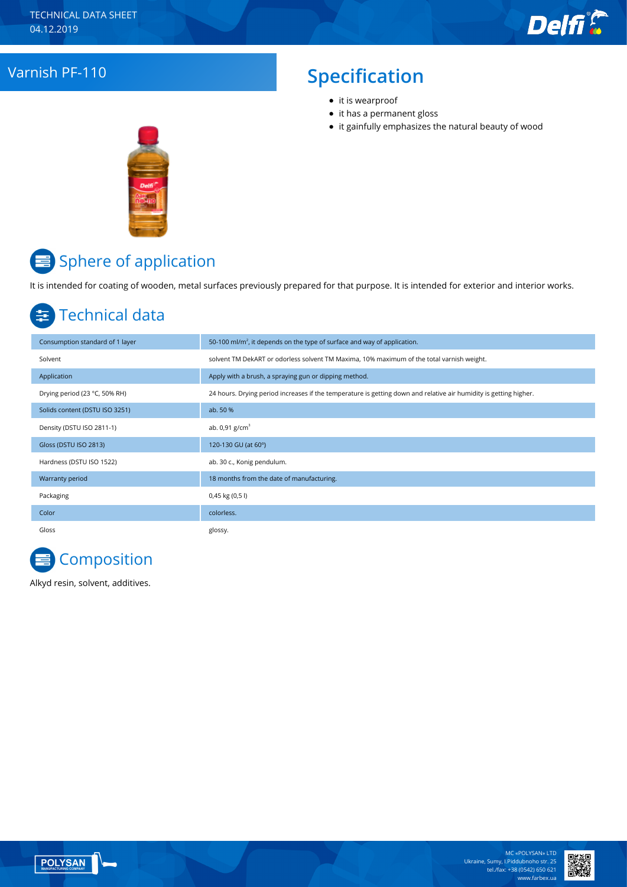TECHNICAL DATA SHEET
04.12.2019

# Varnish PF-110

## Specification

- it is wearproof
- it has a permanent gloss
- it gainfully emphasizes the natural beauty of wood

## Sphere of application

It is intended for coating of wooden, metal surfaces previously prepared for that purpose. It is intended for exterior and interior works.

## Technical data

| | |
|---|---|
| Consumption standard of 1 layer | 50-100 ml/m², it depends on the type of surface and way of application. |
| Solvent | solvent TM DekART or odorless solvent TM Maxima, 10% maximum of the total varnish weight. |
| Application | Apply with a brush, a spraying gun or dipping method. |
| Drying period (23 °C, 50% RH) | 24 hours. Drying period increases if the temperature is getting down and relative air humidity is getting higher. |
| Solids content (DSTU ISO 3251) | ab. 50 % |
| Density (DSTU ISO 2811-1) | ab. 0,91 g/cm³ |
| Gloss (DSTU ISO 2813) | 120-130 GU (at 60º) |
| Hardness (DSTU ISO 1522) | ab. 30 c., Konig pendulum. |
| Warranty period | 18 months from the date of manufacturing. |
| Packaging | 0,45 kg (0,5 l) |
| Color | colorless. |
| Gloss | glossy. |

## Composition

Alkyd resin, solvent, additives.

MC «POLYSAN» LTD
Ukraine, Sumy, I.Piddubnoho str. 25
tel./fax: +38 (0542) 650 621
www.farbex.ua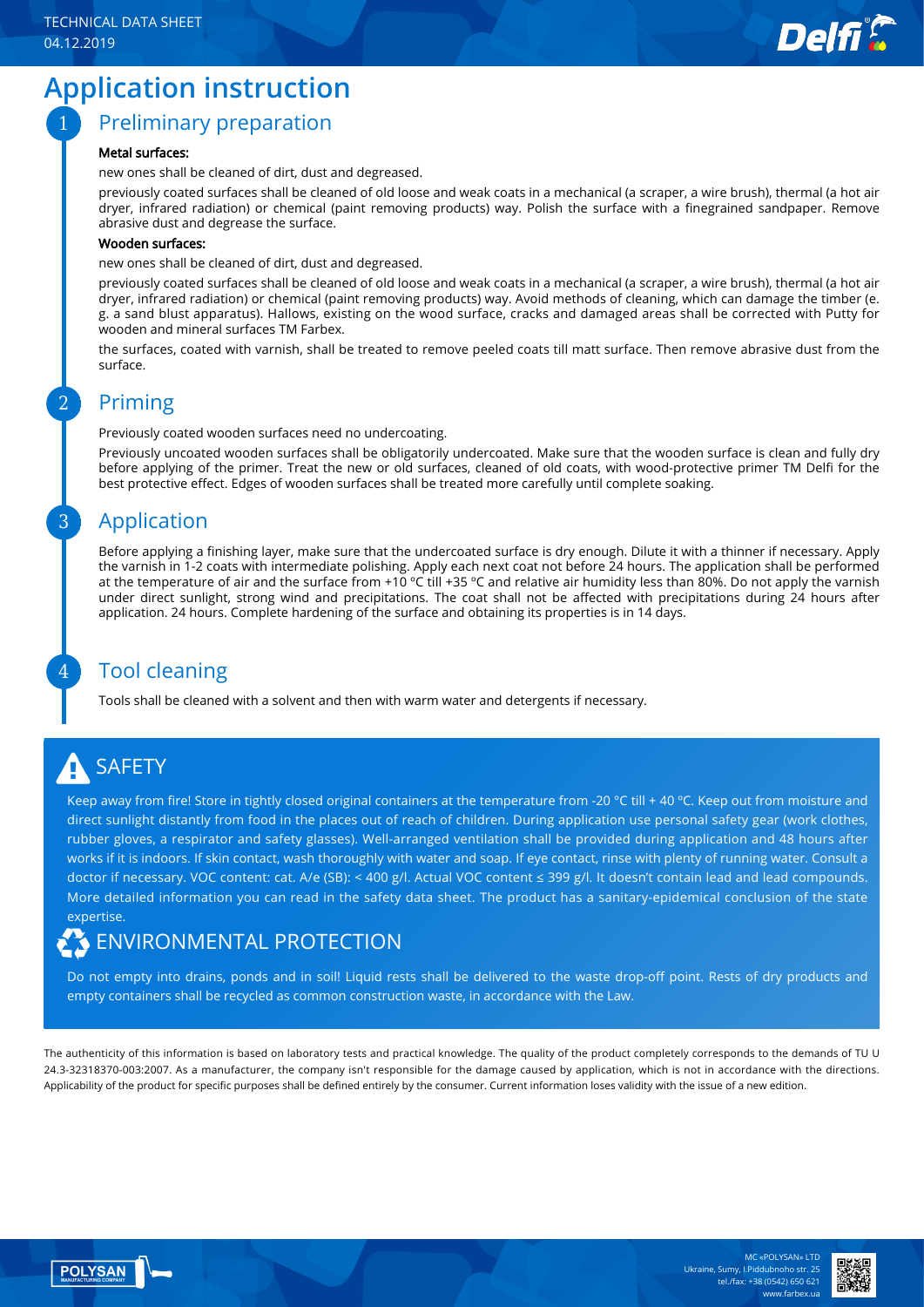# Application instruction

## 1 Preliminary preparation

**Metal surfaces:**

new ones shall be cleaned of dirt, dust and degreased.

previously coated surfaces shall be cleaned of old loose and weak coats in a mechanical (a scraper, a wire brush), thermal (a hot air dryer, infrared radiation) or chemical (paint removing products) way. Polish the surface with a finegrained sandpaper. Remove abrasive dust and degrease the surface.

**Wooden surfaces:**

new ones shall be cleaned of dirt, dust and degreased.

previously coated surfaces shall be cleaned of old loose and weak coats in a mechanical (a scraper, a wire brush), thermal (a hot air dryer, infrared radiation) or chemical (paint removing products) way. Avoid methods of cleaning, which can damage the timber (e. g. a sand blust apparatus). Hallows, existing on the wood surface, cracks and damaged areas shall be corrected with Putty for wooden and mineral surfaces TM Farbex.

the surfaces, coated with varnish, shall be treated to remove peeled coats till matt surface. Then remove abrasive dust from the surface.

## 2 Priming

Previously coated wooden surfaces need no undercoating.

Previously uncoated wooden surfaces shall be obligatorily undercoated. Make sure that the wooden surface is clean and fully dry before applying of the primer. Treat the new or old surfaces, cleaned of old coats, with wood-protective primer TM Delfi for the best protective effect. Edges of wooden surfaces shall be treated more carefully until complete soaking.

## 3 Application

Before applying a finishing layer, make sure that the undercoated surface is dry enough. Dilute it with a thinner if necessary. Apply the varnish in 1-2 coats with intermediate polishing. Apply each next coat not before 24 hours. The application shall be performed at the temperature of air and the surface from +10 ºC till +35 ºC and relative air humidity less than 80%. Do not apply the varnish under direct sunlight, strong wind and precipitations. The coat shall not be affected with precipitations during 24 hours after application. 24 hours. Complete hardening of the surface and obtaining its properties is in 14 days.

## 4 Tool cleaning

Tools shall be cleaned with a solvent and then with warm water and detergents if necessary.

## SAFETY

Keep away from fire! Store in tightly closed original containers at the temperature from -20 °C till + 40 ºC. Keep out from moisture and direct sunlight distantly from food in the places out of reach of children. During application use personal safety gear (work clothes, rubber gloves, a respirator and safety glasses). Well-arranged ventilation shall be provided during application and 48 hours after works if it is indoors. If skin contact, wash thoroughly with water and soap. If eye contact, rinse with plenty of running water. Consult a doctor if necessary. VOC content: cat. A/e (SB): < 400 g/l. Actual VOC content ≤ 399 g/l. It doesn't contain lead and lead compounds. More detailed information you can read in the safety data sheet. The product has a sanitary-epidemical conclusion of the state expertise.

## ENVIRONMENTAL PROTECTION

Do not empty into drains, ponds and in soil! Liquid rests shall be delivered to the waste drop-off point. Rests of dry products and empty containers shall be recycled as common construction waste, in accordance with the Law.

The authenticity of this information is based on laboratory tests and practical knowledge. The quality of the product completely corresponds to the demands of TU U 24.3-32318370-003:2007. As a manufacturer, the company isn't responsible for the damage caused by application, which is not in accordance with the directions. Applicability of the product for specific purposes shall be defined entirely by the consumer. Current information loses validity with the issue of a new edition.

MC «POLYSAN» LTD
Ukraine, Sumy, I.Piddubnoho str. 25
tel./fax: +38 (0542) 650 621
www.farbex.ua